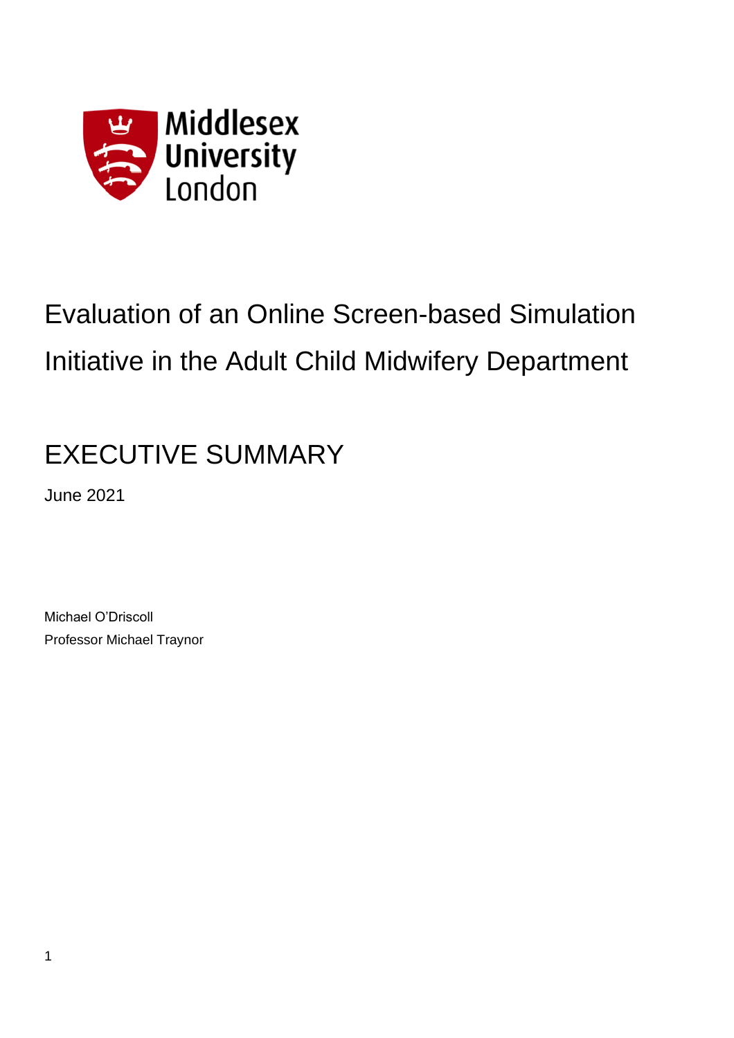Middlesex University London

# Evaluation of an Online Screen-based Simulation Initiative in the Adult Child Midwifery Department

## EXECUTIVE SUMMARY

June 2021

Michael O'Driscoll
Professor Michael Traynor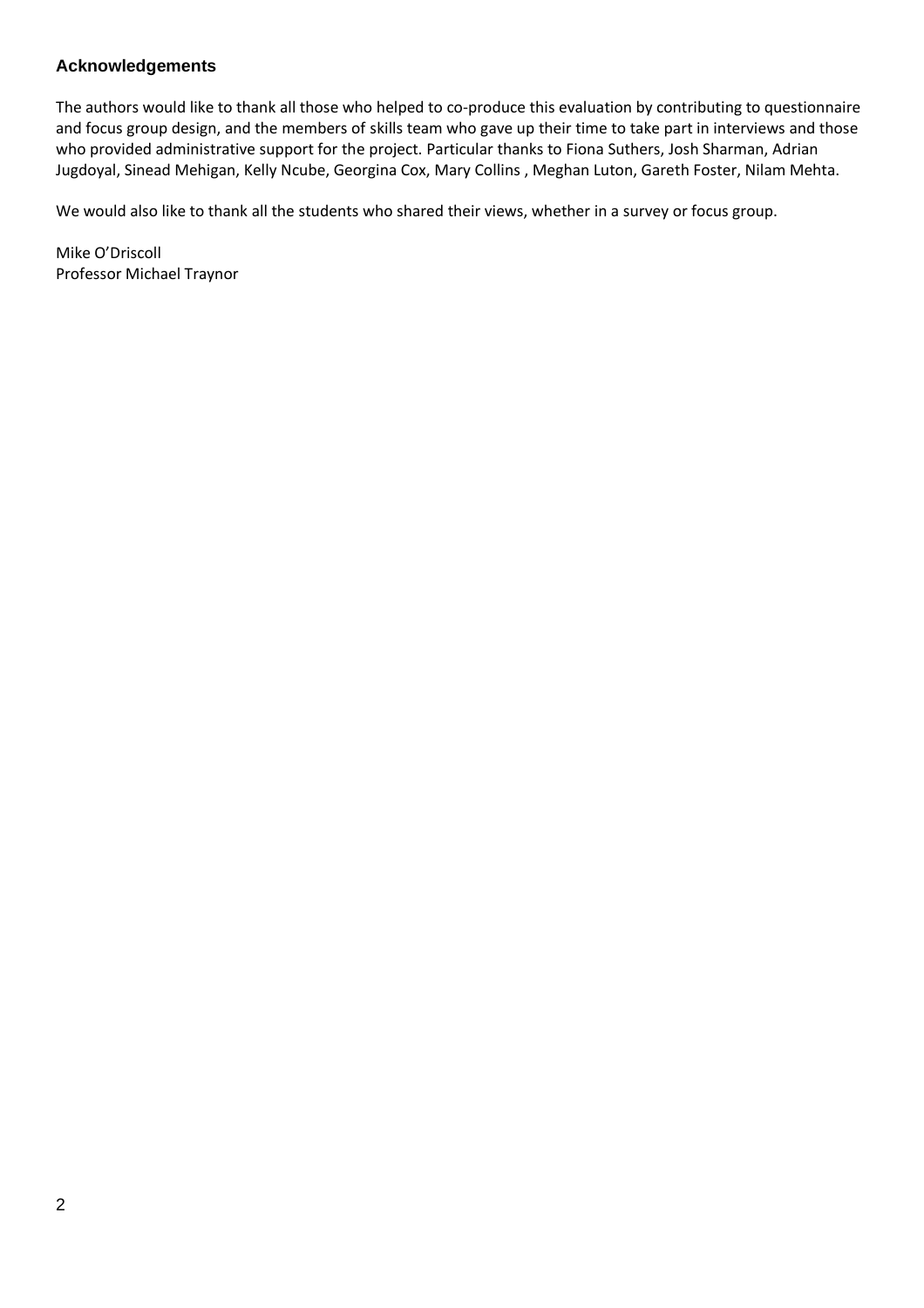## Acknowledgements

The authors would like to thank all those who helped to co-produce this evaluation by contributing to questionnaire and focus group design, and the members of skills team who gave up their time to take part in interviews and those who provided administrative support for the project. Particular thanks to Fiona Suthers, Josh Sharman, Adrian Jugdoyal, Sinead Mehigan, Kelly Ncube, Georgina Cox, Mary Collins , Meghan Luton, Gareth Foster, Nilam Mehta.

We would also like to thank all the students who shared their views, whether in a survey or focus group.

Mike O'Driscoll
Professor Michael Traynor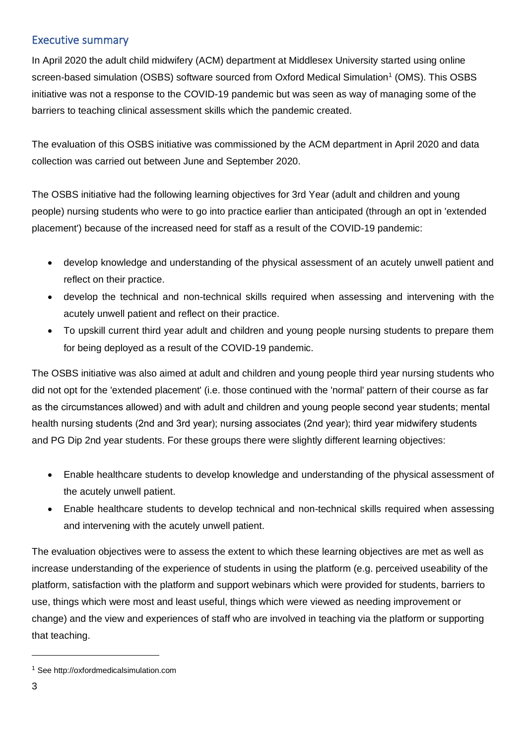## Executive summary

In April 2020 the adult child midwifery (ACM) department at Middlesex University started using online screen-based simulation (OSBS) software sourced from Oxford Medical Simulation[1] (OMS). This OSBS initiative was not a response to the COVID-19 pandemic but was seen as way of managing some of the barriers to teaching clinical assessment skills which the pandemic created.

The evaluation of this OSBS initiative was commissioned by the ACM department in April 2020 and data collection was carried out between June and September 2020.

The OSBS initiative had the following learning objectives for 3rd Year (adult and children and young people) nursing students who were to go into practice earlier than anticipated (through an opt in 'extended placement') because of the increased need for staff as a result of the COVID-19 pandemic:

- develop knowledge and understanding of the physical assessment of an acutely unwell patient and reflect on their practice.
- develop the technical and non-technical skills required when assessing and intervening with the acutely unwell patient and reflect on their practice.
- To upskill current third year adult and children and young people nursing students to prepare them for being deployed as a result of the COVID-19 pandemic.

The OSBS initiative was also aimed at adult and children and young people third year nursing students who did not opt for the 'extended placement' (i.e. those continued with the 'normal' pattern of their course as far as the circumstances allowed) and with adult and children and young people second year students; mental health nursing students (2nd and 3rd year); nursing associates (2nd year); third year midwifery students and PG Dip 2nd year students. For these groups there were slightly different learning objectives:

- Enable healthcare students to develop knowledge and understanding of the physical assessment of the acutely unwell patient.
- Enable healthcare students to develop technical and non-technical skills required when assessing and intervening with the acutely unwell patient.

The evaluation objectives were to assess the extent to which these learning objectives are met as well as increase understanding of the experience of students in using the platform (e.g. perceived useability of the platform, satisfaction with the platform and support webinars which were provided for students, barriers to use, things which were most and least useful, things which were viewed as needing improvement or change) and the view and experiences of staff who are involved in teaching via the platform or supporting that teaching.

---

[1] See http://oxfordmedicalsimulation.com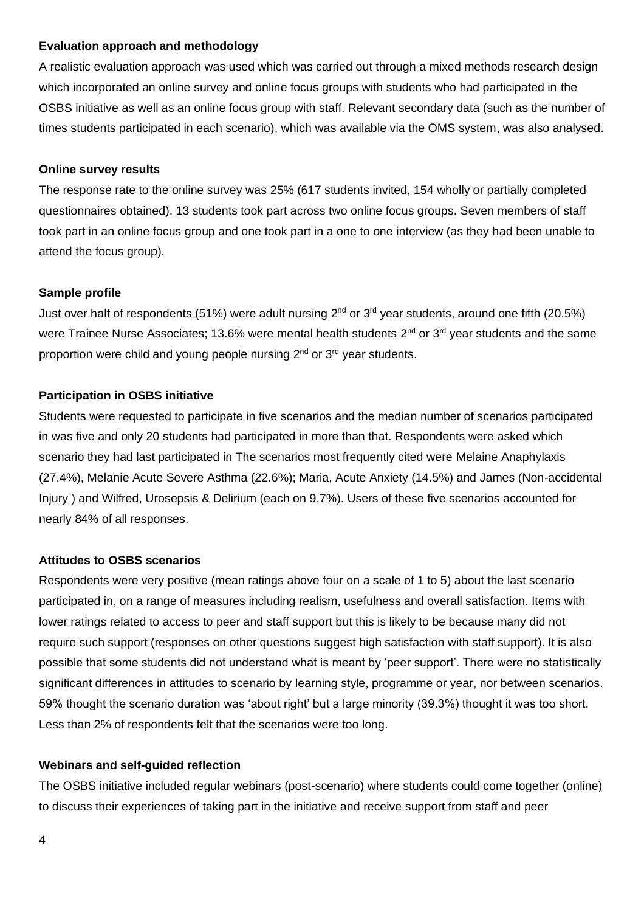**Evaluation approach and methodology**

A realistic evaluation approach was used which was carried out through a mixed methods research design which incorporated an online survey and online focus groups with students who had participated in the OSBS initiative as well as an online focus group with staff. Relevant secondary data (such as the number of times students participated in each scenario), which was available via the OMS system, was also analysed.

**Online survey results**

The response rate to the online survey was 25% (617 students invited, 154 wholly or partially completed questionnaires obtained). 13 students took part across two online focus groups. Seven members of staff took part in an online focus group and one took part in a one to one interview (as they had been unable to attend the focus group).

**Sample profile**

Just over half of respondents (51%) were adult nursing 2nd or 3rd year students, around one fifth (20.5%) were Trainee Nurse Associates; 13.6% were mental health students 2nd or 3rd year students and the same proportion were child and young people nursing 2nd or 3rd year students.

**Participation in OSBS initiative**

Students were requested to participate in five scenarios and the median number of scenarios participated in was five and only 20 students had participated in more than that. Respondents were asked which scenario they had last participated in The scenarios most frequently cited were Melaine Anaphylaxis (27.4%), Melanie Acute Severe Asthma (22.6%); Maria, Acute Anxiety (14.5%) and James (Non-accidental Injury ) and Wilfred, Urosepsis & Delirium (each on 9.7%). Users of these five scenarios accounted for nearly 84% of all responses.

**Attitudes to OSBS scenarios**

Respondents were very positive (mean ratings above four on a scale of 1 to 5) about the last scenario participated in, on a range of measures including realism, usefulness and overall satisfaction. Items with lower ratings related to access to peer and staff support but this is likely to be because many did not require such support (responses on other questions suggest high satisfaction with staff support). It is also possible that some students did not understand what is meant by 'peer support'. There were no statistically significant differences in attitudes to scenario by learning style, programme or year, nor between scenarios. 59% thought the scenario duration was 'about right' but a large minority (39.3%) thought it was too short. Less than 2% of respondents felt that the scenarios were too long.

**Webinars and self-guided reflection**

The OSBS initiative included regular webinars (post-scenario) where students could come together (online) to discuss their experiences of taking part in the initiative and receive support from staff and peer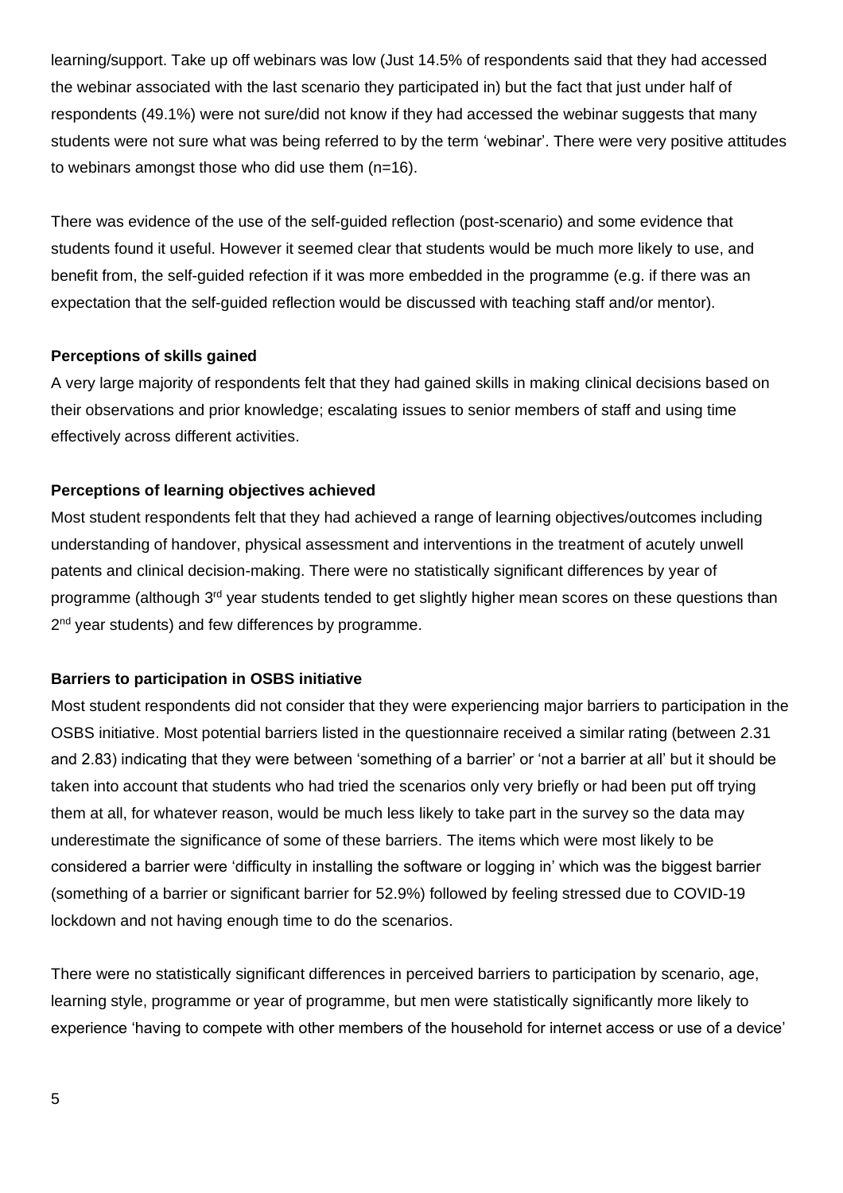learning/support. Take up off webinars was low (Just 14.5% of respondents said that they had accessed the webinar associated with the last scenario they participated in) but the fact that just under half of respondents (49.1%) were not sure/did not know if they had accessed the webinar suggests that many students were not sure what was being referred to by the term 'webinar'. There were very positive attitudes to webinars amongst those who did use them (n=16).

There was evidence of the use of the self-guided reflection (post-scenario) and some evidence that students found it useful. However it seemed clear that students would be much more likely to use, and benefit from, the self-guided refection if it was more embedded in the programme (e.g. if there was an expectation that the self-guided reflection would be discussed with teaching staff and/or mentor).

**Perceptions of skills gained**

A very large majority of respondents felt that they had gained skills in making clinical decisions based on their observations and prior knowledge; escalating issues to senior members of staff and using time effectively across different activities.

**Perceptions of learning objectives achieved**

Most student respondents felt that they had achieved a range of learning objectives/outcomes including understanding of handover, physical assessment and interventions in the treatment of acutely unwell patents and clinical decision-making. There were no statistically significant differences by year of programme (although 3rd year students tended to get slightly higher mean scores on these questions than 2nd year students) and few differences by programme.

**Barriers to participation in OSBS initiative**

Most student respondents did not consider that they were experiencing major barriers to participation in the OSBS initiative. Most potential barriers listed in the questionnaire received a similar rating (between 2.31 and 2.83) indicating that they were between 'something of a barrier' or 'not a barrier at all' but it should be taken into account that students who had tried the scenarios only very briefly or had been put off trying them at all, for whatever reason, would be much less likely to take part in the survey so the data may underestimate the significance of some of these barriers. The items which were most likely to be considered a barrier were 'difficulty in installing the software or logging in' which was the biggest barrier (something of a barrier or significant barrier for 52.9%) followed by feeling stressed due to COVID-19 lockdown and not having enough time to do the scenarios.

There were no statistically significant differences in perceived barriers to participation by scenario, age, learning style, programme or year of programme, but men were statistically significantly more likely to experience 'having to compete with other members of the household for internet access or use of a device'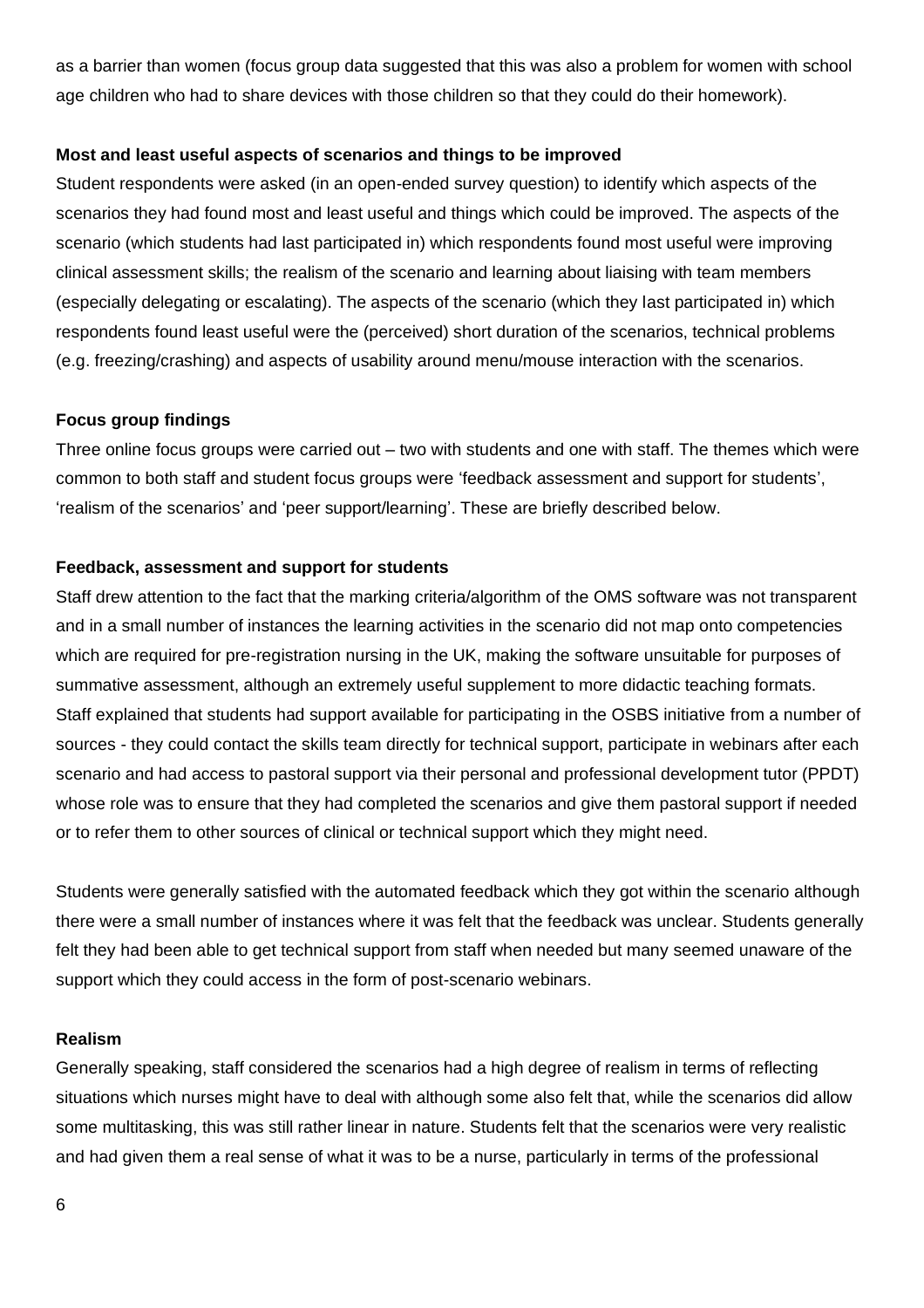as a barrier than women (focus group data suggested that this was also a problem for women with school age children who had to share devices with those children so that they could do their homework).

**Most and least useful aspects of scenarios and things to be improved**

Student respondents were asked (in an open-ended survey question) to identify which aspects of the scenarios they had found most and least useful and things which could be improved. The aspects of the scenario (which students had last participated in) which respondents found most useful were improving clinical assessment skills; the realism of the scenario and learning about liaising with team members (especially delegating or escalating). The aspects of the scenario (which they last participated in) which respondents found least useful were the (perceived) short duration of the scenarios, technical problems (e.g. freezing/crashing) and aspects of usability around menu/mouse interaction with the scenarios.

**Focus group findings**

Three online focus groups were carried out – two with students and one with staff. The themes which were common to both staff and student focus groups were 'feedback assessment and support for students', 'realism of the scenarios' and 'peer support/learning'. These are briefly described below.

**Feedback, assessment and support for students**

Staff drew attention to the fact that the marking criteria/algorithm of the OMS software was not transparent and in a small number of instances the learning activities in the scenario did not map onto competencies which are required for pre-registration nursing in the UK, making the software unsuitable for purposes of summative assessment, although an extremely useful supplement to more didactic teaching formats. Staff explained that students had support available for participating in the OSBS initiative from a number of sources - they could contact the skills team directly for technical support, participate in webinars after each scenario and had access to pastoral support via their personal and professional development tutor (PPDT) whose role was to ensure that they had completed the scenarios and give them pastoral support if needed or to refer them to other sources of clinical or technical support which they might need.

Students were generally satisfied with the automated feedback which they got within the scenario although there were a small number of instances where it was felt that the feedback was unclear. Students generally felt they had been able to get technical support from staff when needed but many seemed unaware of the support which they could access in the form of post-scenario webinars.

**Realism**

Generally speaking, staff considered the scenarios had a high degree of realism in terms of reflecting situations which nurses might have to deal with although some also felt that, while the scenarios did allow some multitasking, this was still rather linear in nature. Students felt that the scenarios were very realistic and had given them a real sense of what it was to be a nurse, particularly in terms of the professional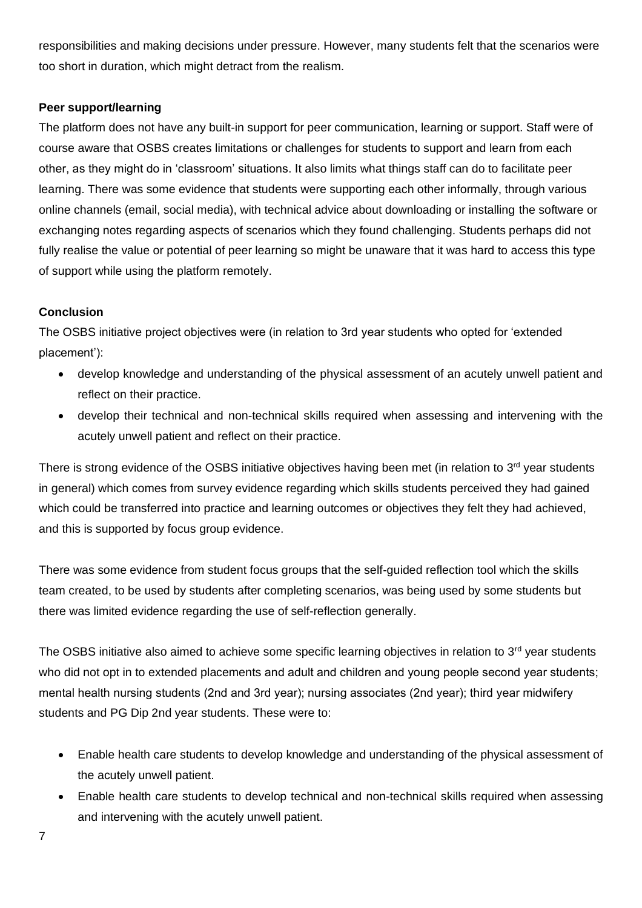responsibilities and making decisions under pressure. However, many students felt that the scenarios were too short in duration, which might detract from the realism.

**Peer support/learning**

The platform does not have any built-in support for peer communication, learning or support. Staff were of course aware that OSBS creates limitations or challenges for students to support and learn from each other, as they might do in 'classroom' situations. It also limits what things staff can do to facilitate peer learning. There was some evidence that students were supporting each other informally, through various online channels (email, social media), with technical advice about downloading or installing the software or exchanging notes regarding aspects of scenarios which they found challenging. Students perhaps did not fully realise the value or potential of peer learning so might be unaware that it was hard to access this type of support while using the platform remotely.

**Conclusion**

The OSBS initiative project objectives were (in relation to 3rd year students who opted for 'extended placement'):

- develop knowledge and understanding of the physical assessment of an acutely unwell patient and reflect on their practice.
- develop their technical and non-technical skills required when assessing and intervening with the acutely unwell patient and reflect on their practice.

There is strong evidence of the OSBS initiative objectives having been met (in relation to 3rd year students in general) which comes from survey evidence regarding which skills students perceived they had gained which could be transferred into practice and learning outcomes or objectives they felt they had achieved, and this is supported by focus group evidence.

There was some evidence from student focus groups that the self-guided reflection tool which the skills team created, to be used by students after completing scenarios, was being used by some students but there was limited evidence regarding the use of self-reflection generally.

The OSBS initiative also aimed to achieve some specific learning objectives in relation to 3rd year students who did not opt in to extended placements and adult and children and young people second year students; mental health nursing students (2nd and 3rd year); nursing associates (2nd year); third year midwifery students and PG Dip 2nd year students. These were to:

- Enable health care students to develop knowledge and understanding of the physical assessment of the acutely unwell patient.
- Enable health care students to develop technical and non-technical skills required when assessing and intervening with the acutely unwell patient.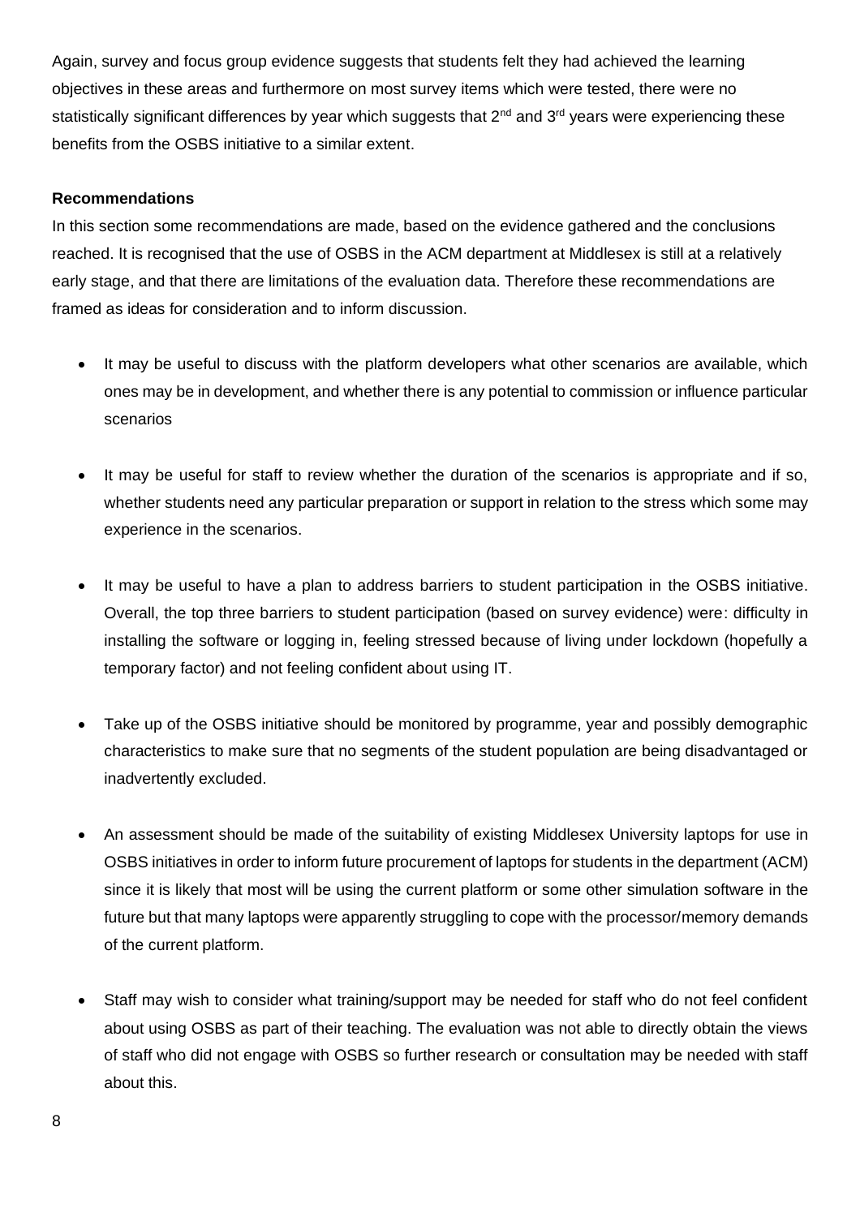Again, survey and focus group evidence suggests that students felt they had achieved the learning objectives in these areas and furthermore on most survey items which were tested, there were no statistically significant differences by year which suggests that 2nd and 3rd years were experiencing these benefits from the OSBS initiative to a similar extent.

**Recommendations**

In this section some recommendations are made, based on the evidence gathered and the conclusions reached. It is recognised that the use of OSBS in the ACM department at Middlesex is still at a relatively early stage, and that there are limitations of the evaluation data. Therefore these recommendations are framed as ideas for consideration and to inform discussion.

- It may be useful to discuss with the platform developers what other scenarios are available, which ones may be in development, and whether there is any potential to commission or influence particular scenarios

- It may be useful for staff to review whether the duration of the scenarios is appropriate and if so, whether students need any particular preparation or support in relation to the stress which some may experience in the scenarios.

- It may be useful to have a plan to address barriers to student participation in the OSBS initiative. Overall, the top three barriers to student participation (based on survey evidence) were: difficulty in installing the software or logging in, feeling stressed because of living under lockdown (hopefully a temporary factor) and not feeling confident about using IT.

- Take up of the OSBS initiative should be monitored by programme, year and possibly demographic characteristics to make sure that no segments of the student population are being disadvantaged or inadvertently excluded.

- An assessment should be made of the suitability of existing Middlesex University laptops for use in OSBS initiatives in order to inform future procurement of laptops for students in the department (ACM) since it is likely that most will be using the current platform or some other simulation software in the future but that many laptops were apparently struggling to cope with the processor/memory demands of the current platform.

- Staff may wish to consider what training/support may be needed for staff who do not feel confident about using OSBS as part of their teaching. The evaluation was not able to directly obtain the views of staff who did not engage with OSBS so further research or consultation may be needed with staff about this.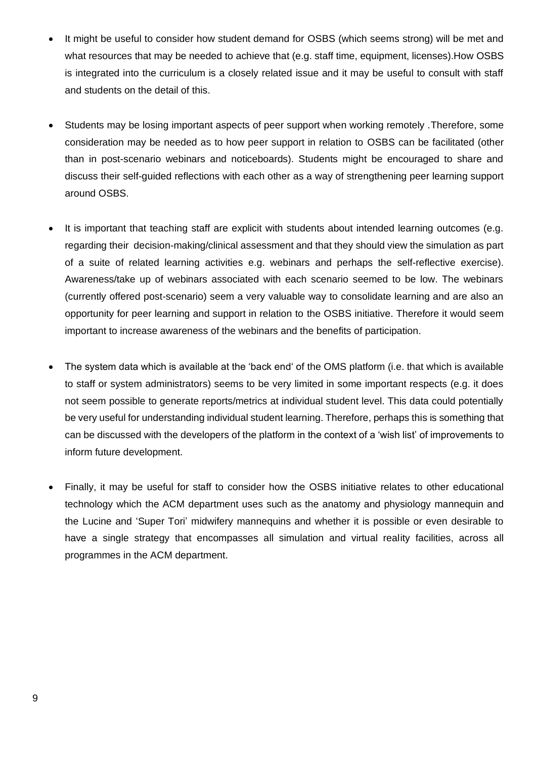- It might be useful to consider how student demand for OSBS (which seems strong) will be met and what resources that may be needed to achieve that (e.g. staff time, equipment, licenses).How OSBS is integrated into the curriculum is a closely related issue and it may be useful to consult with staff and students on the detail of this.

- Students may be losing important aspects of peer support when working remotely .Therefore, some consideration may be needed as to how peer support in relation to OSBS can be facilitated (other than in post-scenario webinars and noticeboards). Students might be encouraged to share and discuss their self-guided reflections with each other as a way of strengthening peer learning support around OSBS.

- It is important that teaching staff are explicit with students about intended learning outcomes (e.g. regarding their decision-making/clinical assessment and that they should view the simulation as part of a suite of related learning activities e.g. webinars and perhaps the self-reflective exercise). Awareness/take up of webinars associated with each scenario seemed to be low. The webinars (currently offered post-scenario) seem a very valuable way to consolidate learning and are also an opportunity for peer learning and support in relation to the OSBS initiative. Therefore it would seem important to increase awareness of the webinars and the benefits of participation.

- The system data which is available at the 'back end' of the OMS platform (i.e. that which is available to staff or system administrators) seems to be very limited in some important respects (e.g. it does not seem possible to generate reports/metrics at individual student level. This data could potentially be very useful for understanding individual student learning. Therefore, perhaps this is something that can be discussed with the developers of the platform in the context of a 'wish list' of improvements to inform future development.

- Finally, it may be useful for staff to consider how the OSBS initiative relates to other educational technology which the ACM department uses such as the anatomy and physiology mannequin and the Lucine and 'Super Tori' midwifery mannequins and whether it is possible or even desirable to have a single strategy that encompasses all simulation and virtual reality facilities, across all programmes in the ACM department.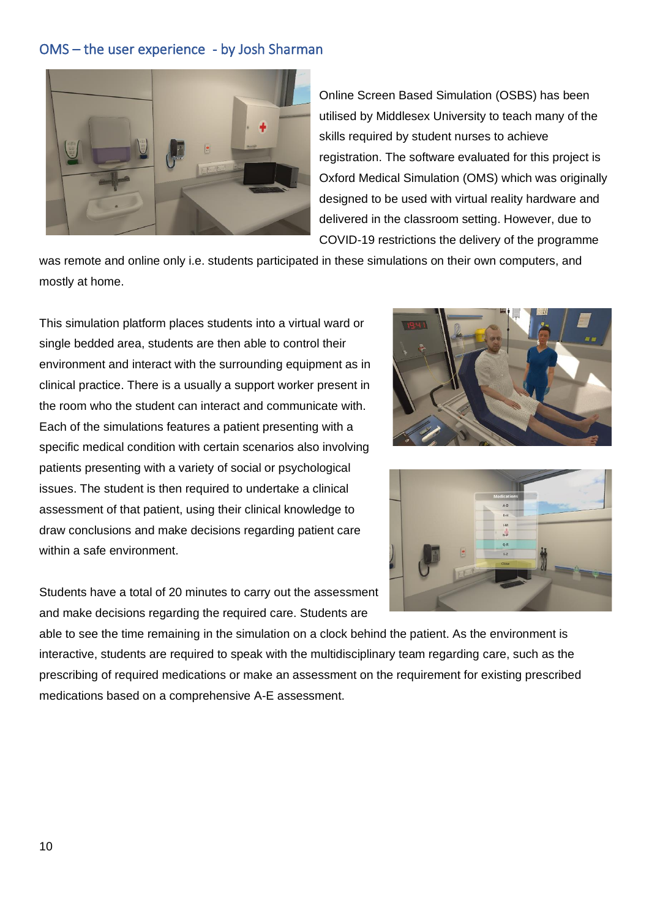## OMS – the user experience - by Josh Sharman

Online Screen Based Simulation (OSBS) has been utilised by Middlesex University to teach many of the skills required by student nurses to achieve registration. The software evaluated for this project is Oxford Medical Simulation (OMS) which was originally designed to be used with virtual reality hardware and delivered in the classroom setting. However, due to COVID-19 restrictions the delivery of the programme was remote and online only i.e. students participated in these simulations on their own computers, and mostly at home.

This simulation platform places students into a virtual ward or single bedded area, students are then able to control their environment and interact with the surrounding equipment as in clinical practice. There is a usually a support worker present in the room who the student can interact and communicate with. Each of the simulations features a patient presenting with a specific medical condition with certain scenarios also involving patients presenting with a variety of social or psychological issues. The student is then required to undertake a clinical assessment of that patient, using their clinical knowledge to draw conclusions and make decisions regarding patient care within a safe environment.

Students have a total of 20 minutes to carry out the assessment and make decisions regarding the required care. Students are able to see the time remaining in the simulation on a clock behind the patient. As the environment is interactive, students are required to speak with the multidisciplinary team regarding care, such as the prescribing of required medications or make an assessment on the requirement for existing prescribed medications based on a comprehensive A-E assessment.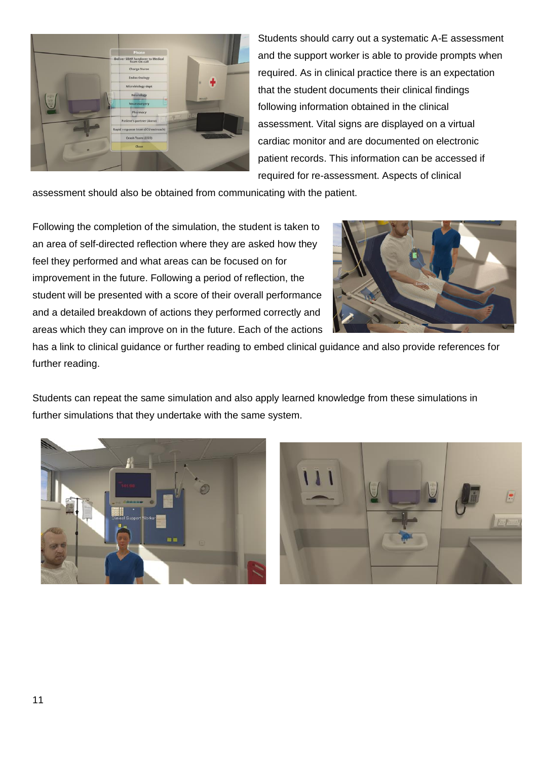Students should carry out a systematic A-E assessment and the support worker is able to provide prompts when required. As in clinical practice there is an expectation that the student documents their clinical findings following information obtained in the clinical assessment. Vital signs are displayed on a virtual cardiac monitor and are documented on electronic patient records. This information can be accessed if required for re-assessment. Aspects of clinical assessment should also be obtained from communicating with the patient.

Following the completion of the simulation, the student is taken to an area of self-directed reflection where they are asked how they feel they performed and what areas can be focused on for improvement in the future. Following a period of reflection, the student will be presented with a score of their overall performance and a detailed breakdown of actions they performed correctly and areas which they can improve on in the future. Each of the actions has a link to clinical guidance or further reading to embed clinical guidance and also provide references for further reading.

Students can repeat the same simulation and also apply learned knowledge from these simulations in further simulations that they undertake with the same system.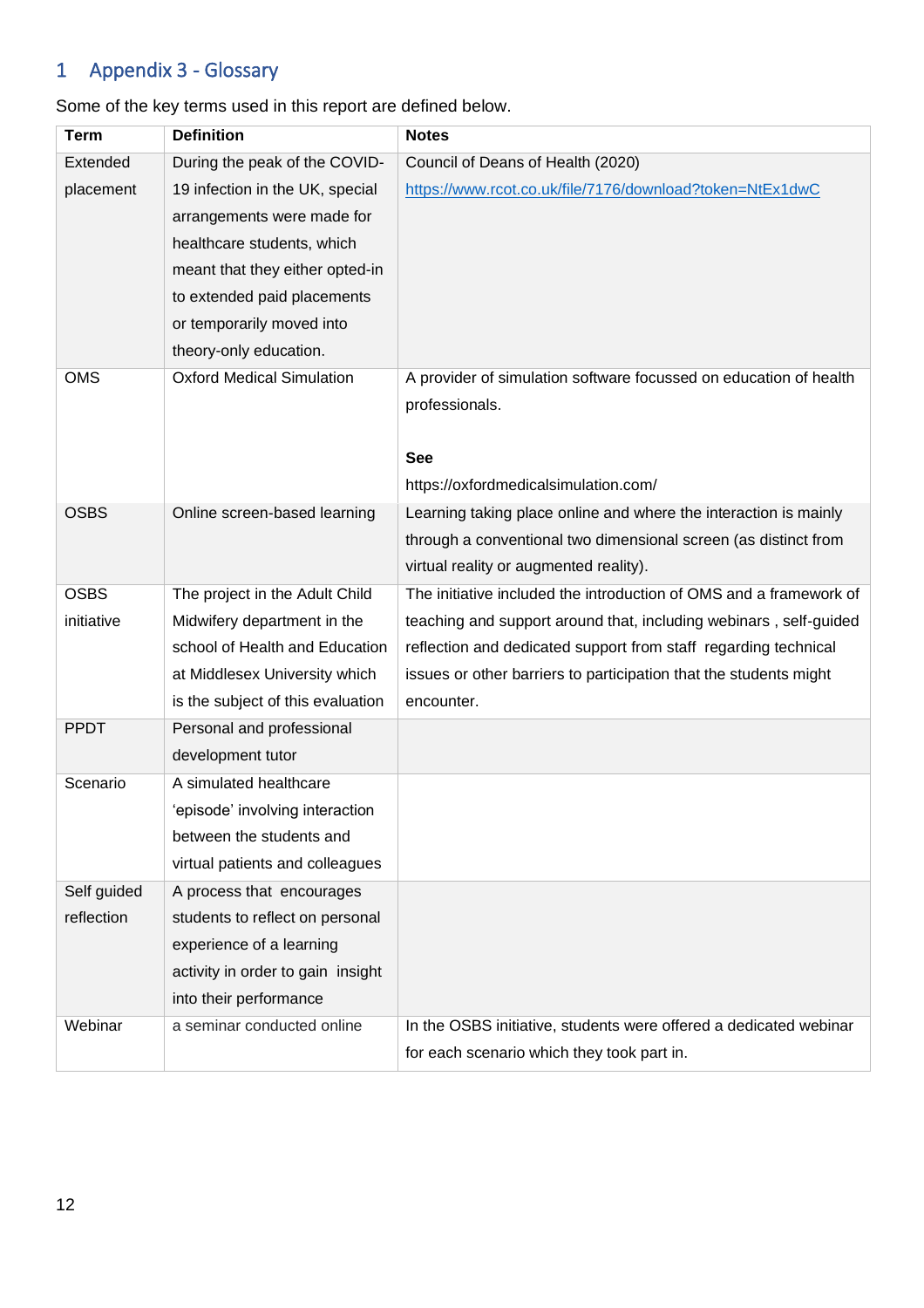# 1 Appendix 3 - Glossary

Some of the key terms used in this report are defined below.

| Term | Definition | Notes |
|---|---|---|
| Extended placement | During the peak of the COVID-19 infection in the UK, special arrangements were made for healthcare students, which meant that they either opted-in to extended paid placements or temporarily moved into theory-only education. | Council of Deans of Health (2020) https://www.rcot.co.uk/file/7176/download?token=NtEx1dwC |
| OMS | Oxford Medical Simulation | A provider of simulation software focussed on education of health professionals.<br><br>**See**<br>https://oxfordmedicalsimulation.com/ |
| OSBS | Online screen-based learning | Learning taking place online and where the interaction is mainly through a conventional two dimensional screen (as distinct from virtual reality or augmented reality). |
| OSBS initiative | The project in the Adult Child Midwifery department in the school of Health and Education at Middlesex University which is the subject of this evaluation | The initiative included the introduction of OMS and a framework of teaching and support around that, including webinars , self-guided reflection and dedicated support from staff regarding technical issues or other barriers to participation that the students might encounter. |
| PPDT | Personal and professional development tutor | |
| Scenario | A simulated healthcare 'episode' involving interaction between the students and virtual patients and colleagues | |
| Self guided reflection | A process that encourages students to reflect on personal experience of a learning activity in order to gain insight into their performance | |
| Webinar | a seminar conducted online | In the OSBS initiative, students were offered a dedicated webinar for each scenario which they took part in. |